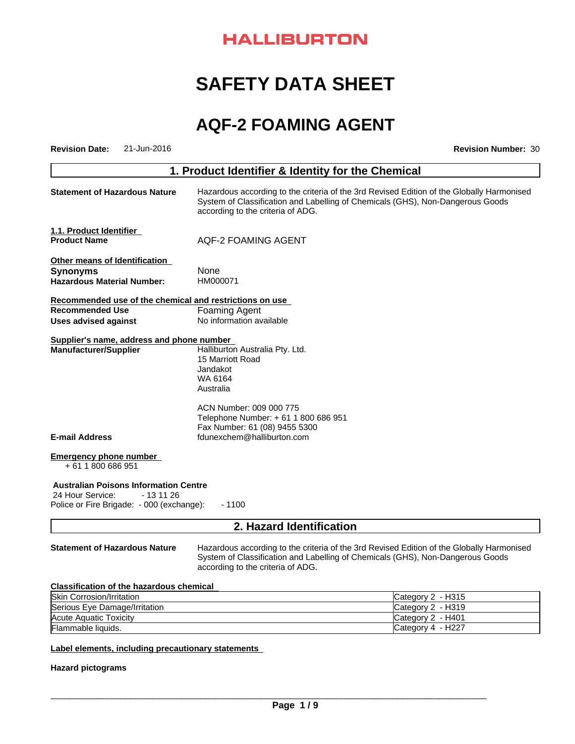HALLIBURTON

# SAFETY DATA SHEET

# AQF-2 FOAMING AGENT

**Revision Date:** 21-Jun-2016 **Revision Number:** 30

## 1. Product Identifier & Identity for the Chemical

**Statement of Hazardous Nature** Hazardous according to the criteria of the 3rd Revised Edition of the Globally Harmonised System of Classification and Labelling of Chemicals (GHS), Non-Dangerous Goods according to the criteria of ADG.

**1.1. Product Identifier**

**Product Name** AQF-2 FOAMING AGENT

**Other means of Identification**

**Synonyms** None

**Hazardous Material Number:** HM000071

**Recommended use of the chemical and restrictions on use**

**Recommended Use** Foaming Agent

**Uses advised against** No information available

**Supplier's name, address and phone number**

**Manufacturer/Supplier** Halliburton Australia Pty. Ltd.
15 Marriott Road
Jandakot
WA 6164
Australia

ACN Number: 009 000 775
Telephone Number: + 61 1 800 686 951
Fax Number: 61 (08) 9455 5300

**E-mail Address** fdunexchem@halliburton.com

**Emergency phone number**
+ 61 1 800 686 951

**Australian Poisons Information Centre**
24 Hour Service: - 13 11 26
Police or Fire Brigade: - 000 (exchange): - 1100

## 2. Hazard Identification

**Statement of Hazardous Nature** Hazardous according to the criteria of the 3rd Revised Edition of the Globally Harmonised System of Classification and Labelling of Chemicals (GHS), Non-Dangerous Goods according to the criteria of ADG.

**Classification of the hazardous chemical**

| | |
|---|---|
| Skin Corrosion/Irritation | Category 2 - H315 |
| Serious Eye Damage/Irritation | Category 2 - H319 |
| Acute Aquatic Toxicity | Category 2 - H401 |
| Flammable liquids. | Category 4 - H227 |

**Label elements, including precautionary statements**

**Hazard pictograms**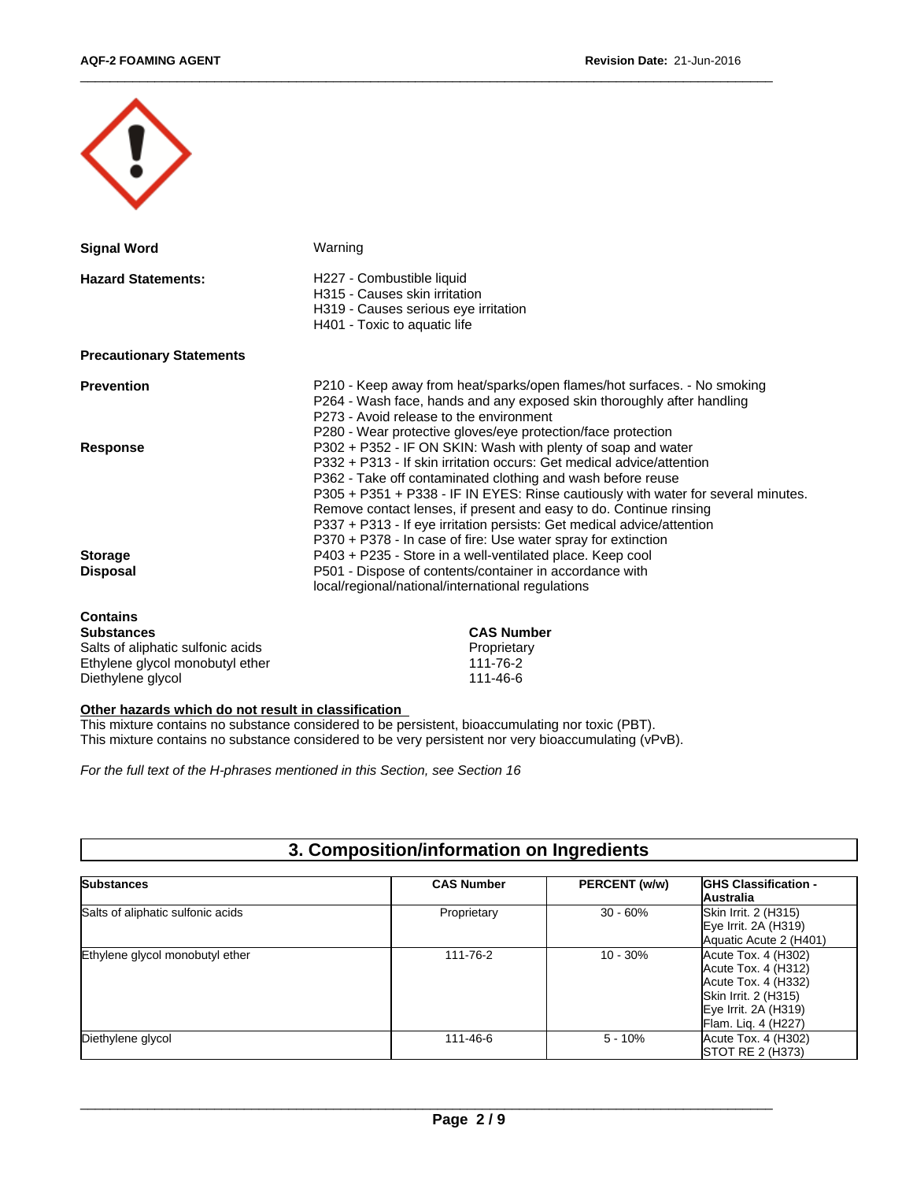**Signal Word** Warning

**Hazard Statements:**

H227 - Combustible liquid
H315 - Causes skin irritation
H319 - Causes serious eye irritation
H401 - Toxic to aquatic life

**Precautionary Statements**

**Prevention**

P210 - Keep away from heat/sparks/open flames/hot surfaces. - No smoking
P264 - Wash face, hands and any exposed skin thoroughly after handling
P273 - Avoid release to the environment
P280 - Wear protective gloves/eye protection/face protection

**Response**

P302 + P352 - IF ON SKIN: Wash with plenty of soap and water
P332 + P313 - If skin irritation occurs: Get medical advice/attention
P362 - Take off contaminated clothing and wash before reuse
P305 + P351 + P338 - IF IN EYES: Rinse cautiously with water for several minutes. Remove contact lenses, if present and easy to do. Continue rinsing
P337 + P313 - If eye irritation persists: Get medical advice/attention
P370 + P378 - In case of fire: Use water spray for extinction

**Storage**

P403 + P235 - Store in a well-ventilated place. Keep cool

**Disposal**

P501 - Dispose of contents/container in accordance with local/regional/national/international regulations

**Contains**

| **Substances** | **CAS Number** |
|---|---|
| Salts of aliphatic sulfonic acids | Proprietary |
| Ethylene glycol monobutyl ether | 111-76-2 |
| Diethylene glycol | 111-46-6 |

**Other hazards which do not result in classification**

This mixture contains no substance considered to be persistent, bioaccumulating nor toxic (PBT).
This mixture contains no substance considered to be very persistent nor very bioaccumulating (vPvB).

*For the full text of the H-phrases mentioned in this Section, see Section 16*

## 3. Composition/information on Ingredients

| Substances | CAS Number | PERCENT (w/w) | GHS Classification - Australia |
|---|---|---|---|
| Salts of aliphatic sulfonic acids | Proprietary | 30 - 60% | Skin Irrit. 2 (H315)<br>Eye Irrit. 2A (H319)<br>Aquatic Acute 2 (H401) |
| Ethylene glycol monobutyl ether | 111-76-2 | 10 - 30% | Acute Tox. 4 (H302)<br>Acute Tox. 4 (H312)<br>Acute Tox. 4 (H332)<br>Skin Irrit. 2 (H315)<br>Eye Irrit. 2A (H319)<br>Flam. Liq. 4 (H227) |
| Diethylene glycol | 111-46-6 | 5 - 10% | Acute Tox. 4 (H302)<br>STOT RE 2 (H373) |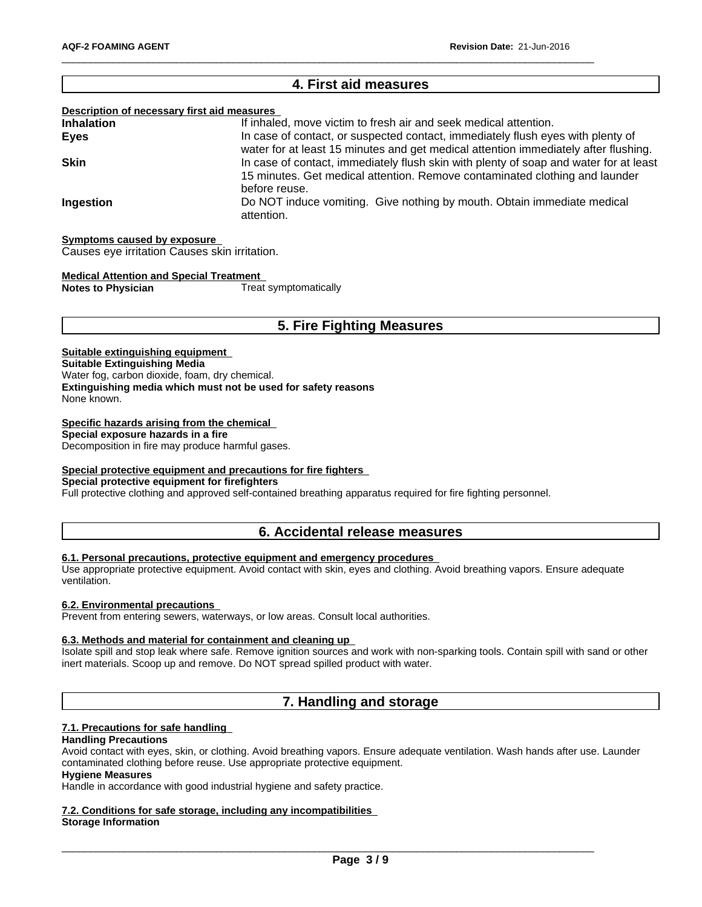## 4. First aid measures

**Description of necessary first aid measures**

**Inhalation** If inhaled, move victim to fresh air and seek medical attention.

**Eyes** In case of contact, or suspected contact, immediately flush eyes with plenty of water for at least 15 minutes and get medical attention immediately after flushing.

**Skin** In case of contact, immediately flush skin with plenty of soap and water for at least 15 minutes. Get medical attention. Remove contaminated clothing and launder before reuse.

**Ingestion** Do NOT induce vomiting. Give nothing by mouth. Obtain immediate medical attention.

**Symptoms caused by exposure**

Causes eye irritation Causes skin irritation.

**Medical Attention and Special Treatment**

**Notes to Physician** Treat symptomatically

## 5. Fire Fighting Measures

**Suitable extinguishing equipment**

**Suitable Extinguishing Media**

Water fog, carbon dioxide, foam, dry chemical.

**Extinguishing media which must not be used for safety reasons**

None known.

**Specific hazards arising from the chemical**

**Special exposure hazards in a fire**

Decomposition in fire may produce harmful gases.

**Special protective equipment and precautions for fire fighters**

**Special protective equipment for firefighters**

Full protective clothing and approved self-contained breathing apparatus required for fire fighting personnel.

## 6. Accidental release measures

**6.1. Personal precautions, protective equipment and emergency procedures**

Use appropriate protective equipment. Avoid contact with skin, eyes and clothing. Avoid breathing vapors. Ensure adequate ventilation.

**6.2. Environmental precautions**

Prevent from entering sewers, waterways, or low areas. Consult local authorities.

**6.3. Methods and material for containment and cleaning up**

Isolate spill and stop leak where safe. Remove ignition sources and work with non-sparking tools. Contain spill with sand or other inert materials. Scoop up and remove. Do NOT spread spilled product with water.

## 7. Handling and storage

**7.1. Precautions for safe handling**

**Handling Precautions**

Avoid contact with eyes, skin, or clothing. Avoid breathing vapors. Ensure adequate ventilation. Wash hands after use. Launder contaminated clothing before reuse. Use appropriate protective equipment.

**Hygiene Measures**

Handle in accordance with good industrial hygiene and safety practice.

**7.2. Conditions for safe storage, including any incompatibilities**

**Storage Information**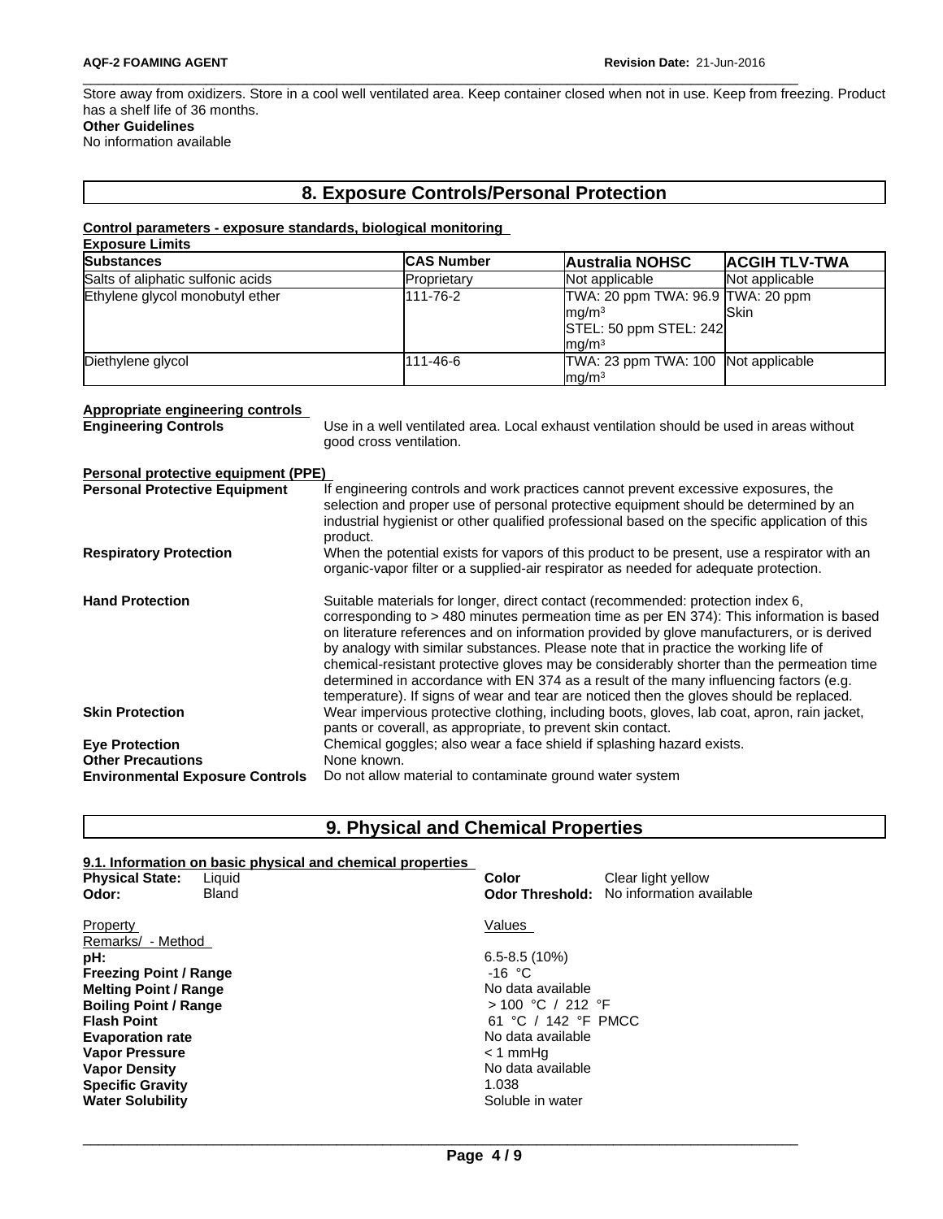Store away from oxidizers. Store in a cool well ventilated area. Keep container closed when not in use. Keep from freezing. Product has a shelf life of 36 months.

**Other Guidelines**

No information available

## 8. Exposure Controls/Personal Protection

**Control parameters - exposure standards, biological monitoring**

**Exposure Limits**

| Substances | CAS Number | Australia NOHSC | ACGIH TLV-TWA |
|---|---|---|---|
| Salts of aliphatic sulfonic acids | Proprietary | Not applicable | Not applicable |
| Ethylene glycol monobutyl ether | 111-76-2 | TWA: 20 ppm TWA: 96.9 mg/m³ STEL: 50 ppm STEL: 242 mg/m³ | TWA: 20 ppm Skin |
| Diethylene glycol | 111-46-6 | TWA: 23 ppm TWA: 100 mg/m³ | Not applicable |

**Appropriate engineering controls**

**Engineering Controls** Use in a well ventilated area. Local exhaust ventilation should be used in areas without good cross ventilation.

**Personal protective equipment (PPE)**

**Personal Protective Equipment** If engineering controls and work practices cannot prevent excessive exposures, the selection and proper use of personal protective equipment should be determined by an industrial hygienist or other qualified professional based on the specific application of this product.

**Respiratory Protection** When the potential exists for vapors of this product to be present, use a respirator with an organic-vapor filter or a supplied-air respirator as needed for adequate protection.

**Hand Protection** Suitable materials for longer, direct contact (recommended: protection index 6, corresponding to > 480 minutes permeation time as per EN 374): This information is based on literature references and on information provided by glove manufacturers, or is derived by analogy with similar substances. Please note that in practice the working life of chemical-resistant protective gloves may be considerably shorter than the permeation time determined in accordance with EN 374 as a result of the many influencing factors (e.g. temperature). If signs of wear and tear are noticed then the gloves should be replaced.

**Skin Protection** Wear impervious protective clothing, including boots, gloves, lab coat, apron, rain jacket, pants or coverall, as appropriate, to prevent skin contact.

**Eye Protection** Chemical goggles; also wear a face shield if splashing hazard exists.

**Other Precautions** None known.

**Environmental Exposure Controls** Do not allow material to contaminate ground water system

## 9. Physical and Chemical Properties

**9.1. Information on basic physical and chemical properties**

**Physical State:** Liquid
**Odor:** Bland
**Color** Clear light yellow
**Odor Threshold:** No information available

| Property Remarks/ - Method | Values |
|---|---|
| **pH:** | 6.5-8.5 (10%) |
| **Freezing Point / Range** | -16 °C |
| **Melting Point / Range** | No data available |
| **Boiling Point / Range** | > 100 °C / 212 °F |
| **Flash Point** | 61 °C / 142 °F PMCC |
| **Evaporation rate** | No data available |
| **Vapor Pressure** | < 1 mmHg |
| **Vapor Density** | No data available |
| **Specific Gravity** | 1.038 |
| **Water Solubility** | Soluble in water |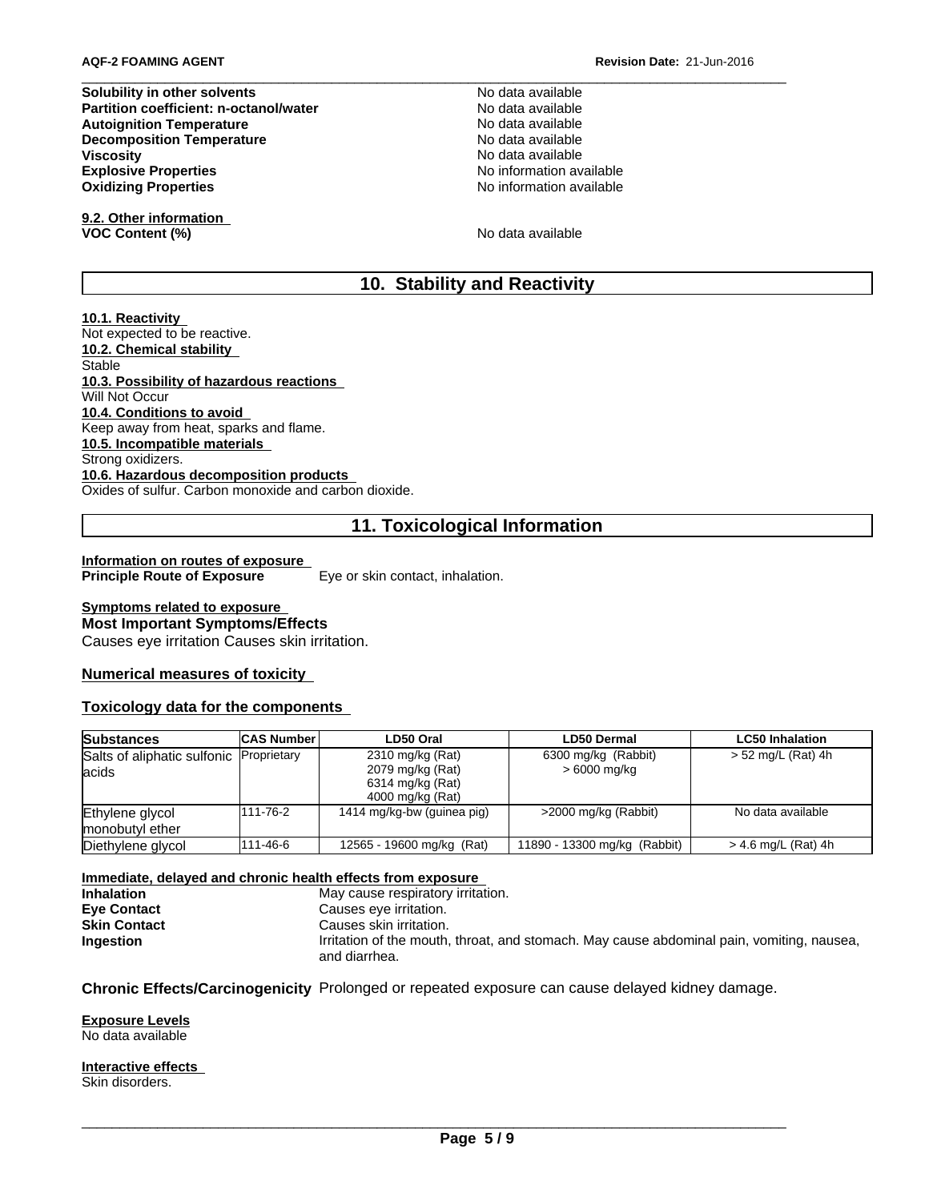| | |
|---|---|
| **Solubility in other solvents** | No data available |
| **Partition coefficient: n-octanol/water** | No data available |
| **Autoignition Temperature** | No data available |
| **Decomposition Temperature** | No data available |
| **Viscosity** | No data available |
| **Explosive Properties** | No information available |
| **Oxidizing Properties** | No information available |

**9.2. Other information**

**VOC Content (%)** No data available

## 10. Stability and Reactivity

**10.1. Reactivity**
Not expected to be reactive.

**10.2. Chemical stability**
Stable

**10.3. Possibility of hazardous reactions**
Will Not Occur

**10.4. Conditions to avoid**
Keep away from heat, sparks and flame.

**10.5. Incompatible materials**
Strong oxidizers.

**10.6. Hazardous decomposition products**
Oxides of sulfur. Carbon monoxide and carbon dioxide.

## 11. Toxicological Information

**Information on routes of exposure**

**Principle Route of Exposure** Eye or skin contact, inhalation.

**Symptoms related to exposure**

**Most Important Symptoms/Effects**
Causes eye irritation Causes skin irritation.

**Numerical measures of toxicity**

**Toxicology data for the components**

| Substances | CAS Number | LD50 Oral | LD50 Dermal | LC50 Inhalation |
|---|---|---|---|---|
| Salts of aliphatic sulfonic acids | Proprietary | 2310 mg/kg (Rat)<br>2079 mg/kg (Rat)<br>6314 mg/kg (Rat)<br>4000 mg/kg (Rat) | 6300 mg/kg (Rabbit)<br>> 6000 mg/kg | > 52 mg/L (Rat) 4h |
| Ethylene glycol monobutyl ether | 111-76-2 | 1414 mg/kg-bw (guinea pig) | >2000 mg/kg (Rabbit) | No data available |
| Diethylene glycol | 111-46-6 | 12565 - 19600 mg/kg (Rat) | 11890 - 13300 mg/kg (Rabbit) | > 4.6 mg/L (Rat) 4h |

**Immediate, delayed and chronic health effects from exposure**

| | |
|---|---|
| **Inhalation** | May cause respiratory irritation. |
| **Eye Contact** | Causes eye irritation. |
| **Skin Contact** | Causes skin irritation. |
| **Ingestion** | Irritation of the mouth, throat, and stomach. May cause abdominal pain, vomiting, nausea, and diarrhea. |

**Chronic Effects/Carcinogenicity** Prolonged or repeated exposure can cause delayed kidney damage.

**Exposure Levels**
No data available

**Interactive effects**
Skin disorders.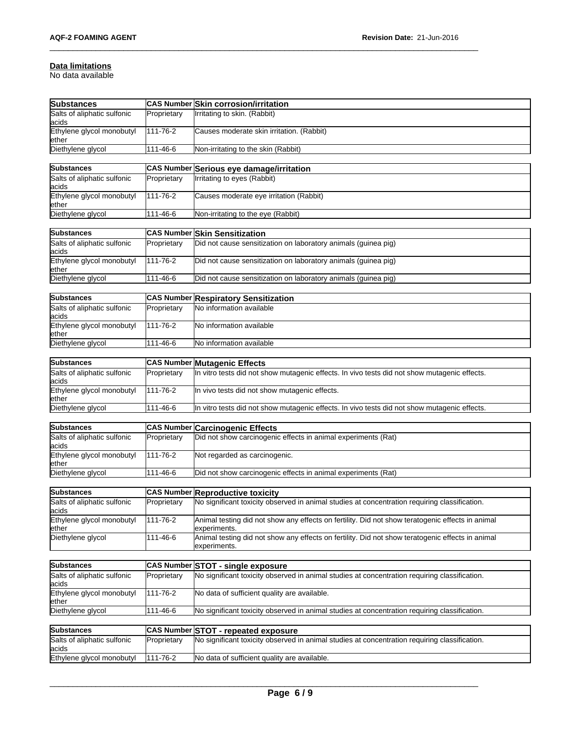### Data limitations

No data available

| Substances | CAS Number | Skin corrosion/irritation |
|---|---|---|
| Salts of aliphatic sulfonic acids | Proprietary | Irritating to skin. (Rabbit) |
| Ethylene glycol monobutyl ether | 111-76-2 | Causes moderate skin irritation. (Rabbit) |
| Diethylene glycol | 111-46-6 | Non-irritating to the skin (Rabbit) |

| Substances | CAS Number | Serious eye damage/irritation |
|---|---|---|
| Salts of aliphatic sulfonic acids | Proprietary | Irritating to eyes (Rabbit) |
| Ethylene glycol monobutyl ether | 111-76-2 | Causes moderate eye irritation (Rabbit) |
| Diethylene glycol | 111-46-6 | Non-irritating to the eye (Rabbit) |

| Substances | CAS Number | Skin Sensitization |
|---|---|---|
| Salts of aliphatic sulfonic acids | Proprietary | Did not cause sensitization on laboratory animals (guinea pig) |
| Ethylene glycol monobutyl ether | 111-76-2 | Did not cause sensitization on laboratory animals (guinea pig) |
| Diethylene glycol | 111-46-6 | Did not cause sensitization on laboratory animals (guinea pig) |

| Substances | CAS Number | Respiratory Sensitization |
|---|---|---|
| Salts of aliphatic sulfonic acids | Proprietary | No information available |
| Ethylene glycol monobutyl ether | 111-76-2 | No information available |
| Diethylene glycol | 111-46-6 | No information available |

| Substances | CAS Number | Mutagenic Effects |
|---|---|---|
| Salts of aliphatic sulfonic acids | Proprietary | In vitro tests did not show mutagenic effects. In vivo tests did not show mutagenic effects. |
| Ethylene glycol monobutyl ether | 111-76-2 | In vivo tests did not show mutagenic effects. |
| Diethylene glycol | 111-46-6 | In vitro tests did not show mutagenic effects. In vivo tests did not show mutagenic effects. |

| Substances | CAS Number | Carcinogenic Effects |
|---|---|---|
| Salts of aliphatic sulfonic acids | Proprietary | Did not show carcinogenic effects in animal experiments (Rat) |
| Ethylene glycol monobutyl ether | 111-76-2 | Not regarded as carcinogenic. |
| Diethylene glycol | 111-46-6 | Did not show carcinogenic effects in animal experiments (Rat) |

| Substances | CAS Number | Reproductive toxicity |
|---|---|---|
| Salts of aliphatic sulfonic acids | Proprietary | No significant toxicity observed in animal studies at concentration requiring classification. |
| Ethylene glycol monobutyl ether | 111-76-2 | Animal testing did not show any effects on fertility. Did not show teratogenic effects in animal experiments. |
| Diethylene glycol | 111-46-6 | Animal testing did not show any effects on fertility. Did not show teratogenic effects in animal experiments. |

| Substances | CAS Number | STOT - single exposure |
|---|---|---|
| Salts of aliphatic sulfonic acids | Proprietary | No significant toxicity observed in animal studies at concentration requiring classification. |
| Ethylene glycol monobutyl ether | 111-76-2 | No data of sufficient quality are available. |
| Diethylene glycol | 111-46-6 | No significant toxicity observed in animal studies at concentration requiring classification. |

| Substances | CAS Number | STOT - repeated exposure |
|---|---|---|
| Salts of aliphatic sulfonic acids | Proprietary | No significant toxicity observed in animal studies at concentration requiring classification. |
| Ethylene glycol monobutyl | 111-76-2 | No data of sufficient quality are available. |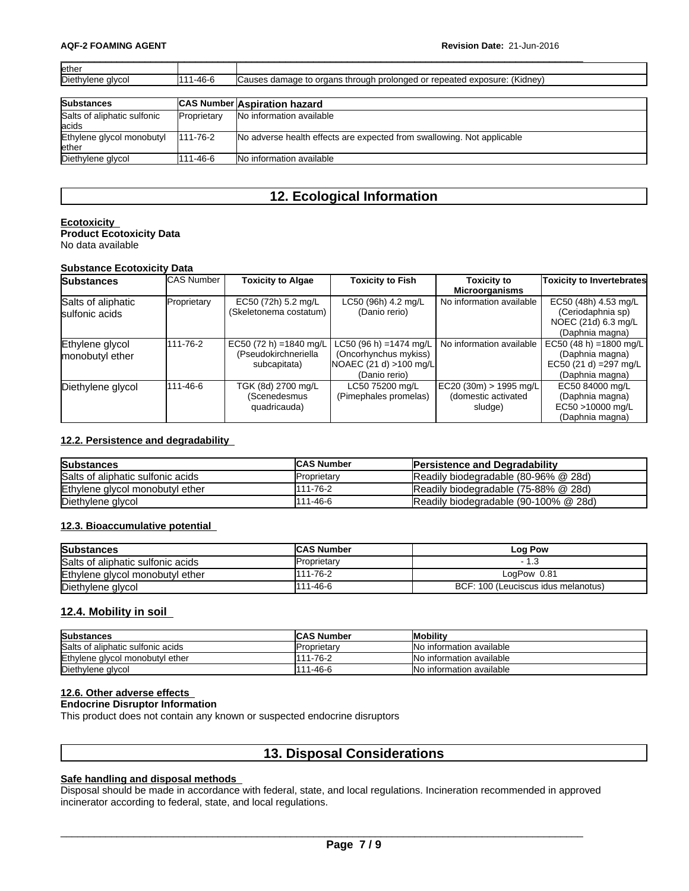| | | |
|---|---|---|
| ether | | |
| Diethylene glycol | 111-46-6 | Causes damage to organs through prolonged or repeated exposure: (Kidney) |

| Substances | CAS Number | Aspiration hazard |
|---|---|---|
| Salts of aliphatic sulfonic acids | Proprietary | No information available |
| Ethylene glycol monobutyl ether | 111-76-2 | No adverse health effects are expected from swallowing. Not applicable |
| Diethylene glycol | 111-46-6 | No information available |

## 12. Ecological Information

**Ecotoxicity**

**Product Ecotoxicity Data**

No data available

**Substance Ecotoxicity Data**

| Substances | CAS Number | Toxicity to Algae | Toxicity to Fish | Toxicity to Microorganisms | Toxicity to Invertebrates |
|---|---|---|---|---|---|
| Salts of aliphatic sulfonic acids | Proprietary | EC50 (72h) 5.2 mg/L (Skeletonema costatum) | LC50 (96h) 4.2 mg/L (Danio rerio) | No information available | EC50 (48h) 4.53 mg/L (Ceriodaphnia sp) NOEC (21d) 6.3 mg/L (Daphnia magna) |
| Ethylene glycol monobutyl ether | 111-76-2 | EC50 (72 h) =1840 mg/L (Pseudokirchneriella subcapitata) | LC50 (96 h) =1474 mg/L (Oncorhynchus mykiss) NOAEC (21 d) >100 mg/L (Danio rerio) | No information available | EC50 (48 h) =1800 mg/L (Daphnia magna) EC50 (21 d) =297 mg/L (Daphnia magna) |
| Diethylene glycol | 111-46-6 | TGK (8d) 2700 mg/L (Scenedesmus quadricauda) | LC50 75200 mg/L (Pimephales promelas) | EC20 (30m) > 1995 mg/L (domestic activated sludge) | EC50 84000 mg/L (Daphnia magna) EC50 >10000 mg/L (Daphnia magna) |

### 12.2. Persistence and degradability

| Substances | CAS Number | Persistence and Degradability |
|---|---|---|
| Salts of aliphatic sulfonic acids | Proprietary | Readily biodegradable (80-96% @ 28d) |
| Ethylene glycol monobutyl ether | 111-76-2 | Readily biodegradable (75-88% @ 28d) |
| Diethylene glycol | 111-46-6 | Readily biodegradable (90-100% @ 28d) |

### 12.3. Bioaccumulative potential

| Substances | CAS Number | Log Pow |
|---|---|---|
| Salts of aliphatic sulfonic acids | Proprietary | - 1.3 |
| Ethylene glycol monobutyl ether | 111-76-2 | LogPow 0.81 |
| Diethylene glycol | 111-46-6 | BCF: 100 (Leuciscus idus melanotus) |

### 12.4. Mobility in soil

| Substances | CAS Number | Mobility |
|---|---|---|
| Salts of aliphatic sulfonic acids | Proprietary | No information available |
| Ethylene glycol monobutyl ether | 111-76-2 | No information available |
| Diethylene glycol | 111-46-6 | No information available |

### 12.6. Other adverse effects

**Endocrine Disruptor Information**

This product does not contain any known or suspected endocrine disruptors

## 13. Disposal Considerations

**Safe handling and disposal methods**

Disposal should be made in accordance with federal, state, and local regulations. Incineration recommended in approved incinerator according to federal, state, and local regulations.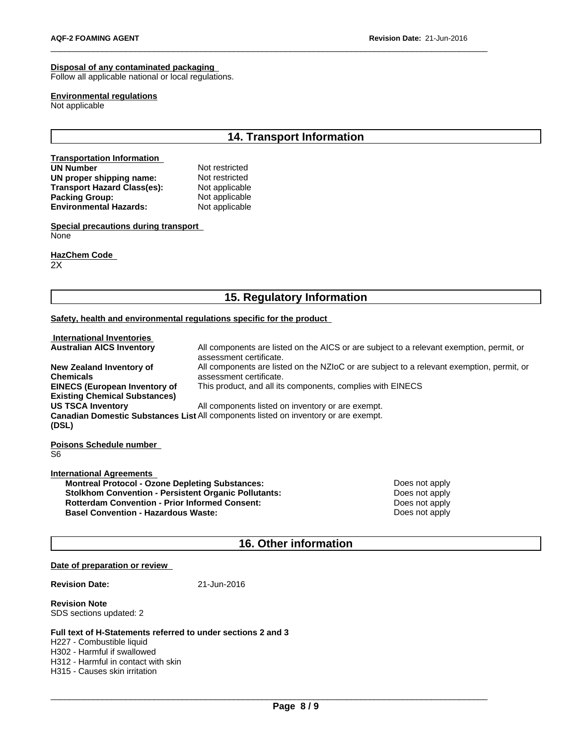**Disposal of any contaminated packaging**
Follow all applicable national or local regulations.

**Environmental regulations**
Not applicable

## 14. Transport Information

**Transportation Information**

| | |
|---|---|
| **UN Number** | Not restricted |
| **UN proper shipping name:** | Not restricted |
| **Transport Hazard Class(es):** | Not applicable |
| **Packing Group:** | Not applicable |
| **Environmental Hazards:** | Not applicable |

**Special precautions during transport**
None

**HazChem Code**
2X

## 15. Regulatory Information

**Safety, health and environmental regulations specific for the product**

**International Inventories**

| | |
|---|---|
| **Australian AICS Inventory** | All components are listed on the AICS or are subject to a relevant exemption, permit, or assessment certificate. |
| **New Zealand Inventory of Chemicals** | All components are listed on the NZIoC or are subject to a relevant exemption, permit, or assessment certificate. |
| **EINECS (European Inventory of Existing Chemical Substances)** | This product, and all its components, complies with EINECS |
| **US TSCA Inventory** | All components listed on inventory or are exempt. |
| **Canadian Domestic Substances List (DSL)** | All components listed on inventory or are exempt. |

**Poisons Schedule number**
S6

**International Agreements**

| | |
|---|---|
| **Montreal Protocol - Ozone Depleting Substances:** | Does not apply |
| **Stolkhom Convention - Persistent Organic Pollutants:** | Does not apply |
| **Rotterdam Convention - Prior Informed Consent:** | Does not apply |
| **Basel Convention - Hazardous Waste:** | Does not apply |

## 16. Other information

**Date of preparation or review**

**Revision Date:** 21-Jun-2016

**Revision Note**
SDS sections updated: 2

**Full text of H-Statements referred to under sections 2 and 3**
H227 - Combustible liquid
H302 - Harmful if swallowed
H312 - Harmful in contact with skin
H315 - Causes skin irritation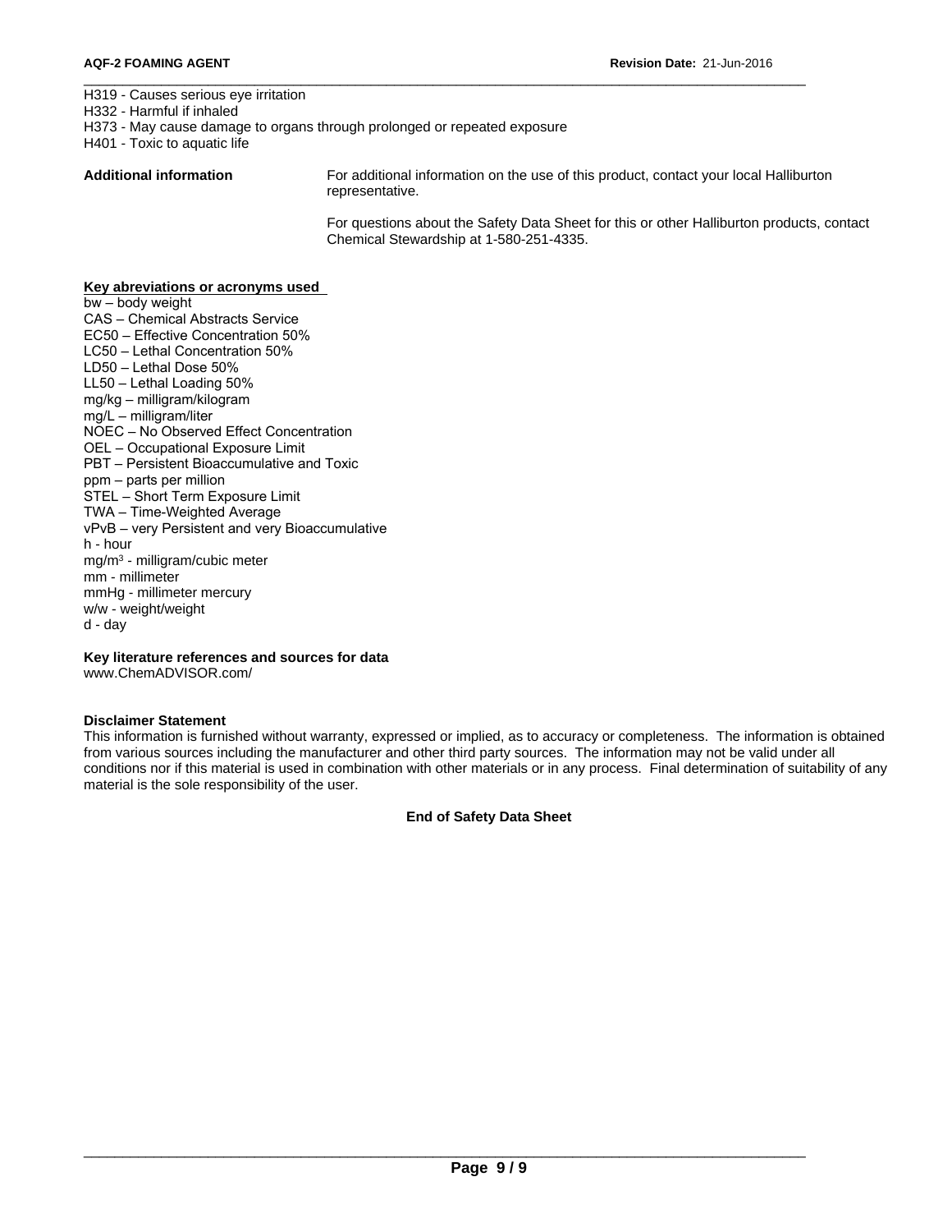H319 - Causes serious eye irritation
H332 - Harmful if inhaled
H373 - May cause damage to organs through prolonged or repeated exposure
H401 - Toxic to aquatic life

**Additional information** For additional information on the use of this product, contact your local Halliburton representative.

For questions about the Safety Data Sheet for this or other Halliburton products, contact Chemical Stewardship at 1-580-251-4335.

**Key abreviations or acronyms used**

bw – body weight
CAS – Chemical Abstracts Service
EC50 – Effective Concentration 50%
LC50 – Lethal Concentration 50%
LD50 – Lethal Dose 50%
LL50 – Lethal Loading 50%
mg/kg – milligram/kilogram
mg/L – milligram/liter
NOEC – No Observed Effect Concentration
OEL – Occupational Exposure Limit
PBT – Persistent Bioaccumulative and Toxic
ppm – parts per million
STEL – Short Term Exposure Limit
TWA – Time-Weighted Average
vPvB – very Persistent and very Bioaccumulative
h - hour
$mg/m^3$ - milligram/cubic meter
mm - millimeter
mmHg - millimeter mercury
w/w - weight/weight
d - day

**Key literature references and sources for data**

www.ChemADVISOR.com/

**Disclaimer Statement**

This information is furnished without warranty, expressed or implied, as to accuracy or completeness. The information is obtained from various sources including the manufacturer and other third party sources. The information may not be valid under all conditions nor if this material is used in combination with other materials or in any process. Final determination of suitability of any material is the sole responsibility of the user.

**End of Safety Data Sheet**